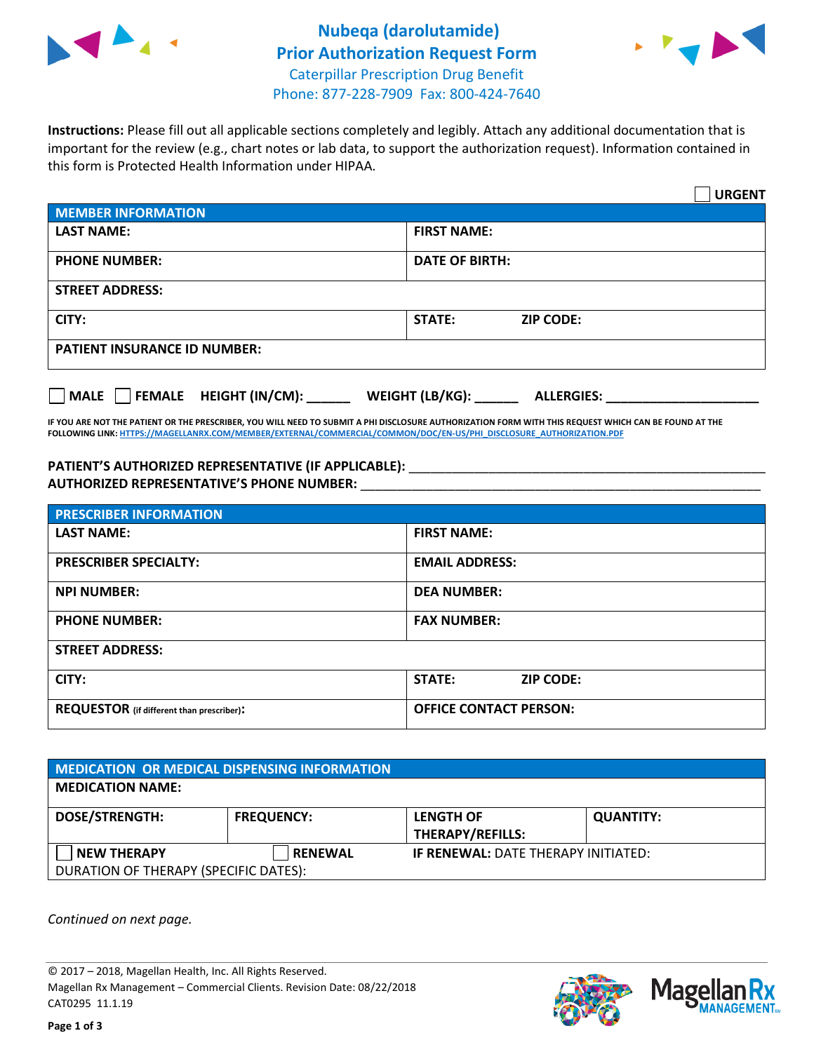# Nubeqa (darolutamide) Prior Authorization Request Form

Caterpillar Prescription Drug Benefit
Phone: 877-228-7909 Fax: 800-424-7640

**Instructions:** Please fill out all applicable sections completely and legibly. Attach any additional documentation that is important for the review (e.g., chart notes or lab data, to support the authorization request). Information contained in this form is Protected Health Information under HIPAA.

☐ **URGENT**

| **MEMBER INFORMATION** | |
|---|---|
| **LAST NAME:** | **FIRST NAME:** |
| **PHONE NUMBER:** | **DATE OF BIRTH:** |
| **STREET ADDRESS:** | |
| **CITY:** | **STATE:** **ZIP CODE:** |
| **PATIENT INSURANCE ID NUMBER:** | |

☐ **MALE** ☐ **FEMALE** **HEIGHT (IN/CM):** ______ **WEIGHT (LB/KG):** ______ **ALLERGIES:** ____________________

**IF YOU ARE NOT THE PATIENT OR THE PRESCRIBER, YOU WILL NEED TO SUBMIT A PHI DISCLOSURE AUTHORIZATION FORM WITH THIS REQUEST WHICH CAN BE FOUND AT THE FOLLOWING LINK: HTTPS://MAGELLANRX.COM/MEMBER/EXTERNAL/COMMERCIAL/COMMON/DOC/EN-US/PHI_DISCLOSURE_AUTHORIZATION.PDF**

**PATIENT'S AUTHORIZED REPRESENTATIVE (IF APPLICABLE):** ____________________________________________

**AUTHORIZED REPRESENTATIVE'S PHONE NUMBER:** ____________________________________________

| **PRESCRIBER INFORMATION** | |
|---|---|
| **LAST NAME:** | **FIRST NAME:** |
| **PRESCRIBER SPECIALTY:** | **EMAIL ADDRESS:** |
| **NPI NUMBER:** | **DEA NUMBER:** |
| **PHONE NUMBER:** | **FAX NUMBER:** |
| **STREET ADDRESS:** | |
| **CITY:** | **STATE:** **ZIP CODE:** |
| **REQUESTOR** (if different than prescriber)**:** | **OFFICE CONTACT PERSON:** |

| **MEDICATION OR MEDICAL DISPENSING INFORMATION** | | | |
|---|---|---|---|
| **MEDICATION NAME:** | | | |
| **DOSE/STRENGTH:** | **FREQUENCY:** | **LENGTH OF THERAPY/REFILLS:** | **QUANTITY:** |
| ☐ **NEW THERAPY** | ☐ **RENEWAL** | **IF RENEWAL:** DATE THERAPY INITIATED: | |
| DURATION OF THERAPY (SPECIFIC DATES): | | | |

*Continued on next page.*

© 2017 – 2018, Magellan Health, Inc. All Rights Reserved.
Magellan Rx Management – Commercial Clients. Revision Date: 08/22/2018
CAT0295 11.1.19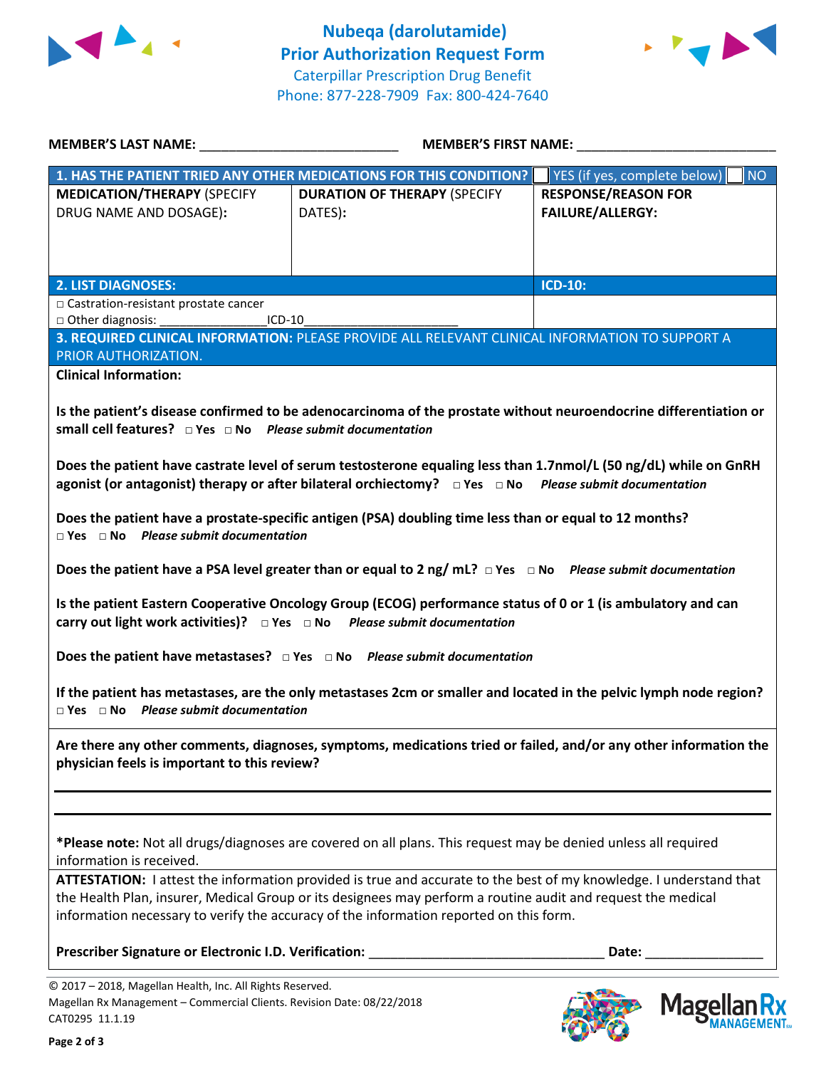# Nubeqa (darolutamide)
## Prior Authorization Request Form

Caterpillar Prescription Drug Benefit
Phone: 877-228-7909 Fax: 800-424-7640

**MEMBER'S LAST NAME:** ___________________________ **MEMBER'S FIRST NAME:** ___________________________

| **1. HAS THE PATIENT TRIED ANY OTHER MEDICATIONS FOR THIS CONDITION?** | | ☐ YES (if yes, complete below) ☐ NO |
|---|---|---|
| **MEDICATION/THERAPY** (SPECIFY DRUG NAME AND DOSAGE): | **DURATION OF THERAPY** (SPECIFY DATES): | **RESPONSE/REASON FOR FAILURE/ALLERGY:** |
| | | |

| **2. LIST DIAGNOSES:** | **ICD-10:** |
|---|---|
| □ Castration-resistant prostate cancer<br>□ Other diagnosis: ________________ICD-10______________________ | |

**3. REQUIRED CLINICAL INFORMATION:** PLEASE PROVIDE ALL RELEVANT CLINICAL INFORMATION TO SUPPORT A PRIOR AUTHORIZATION.

**Clinical Information:**

**Is the patient's disease confirmed to be adenocarcinoma of the prostate without neuroendocrine differentiation or small cell features?** □ Yes □ No ***Please submit documentation***

**Does the patient have castrate level of serum testosterone equaling less than 1.7nmol/L (50 ng/dL) while on GnRH agonist (or antagonist) therapy or after bilateral orchiectomy?** □ Yes □ No ***Please submit documentation***

**Does the patient have a prostate-specific antigen (PSA) doubling time less than or equal to 12 months?** □ Yes □ No ***Please submit documentation***

**Does the patient have a PSA level greater than or equal to 2 ng/ mL?** □ Yes □ No ***Please submit documentation***

**Is the patient Eastern Cooperative Oncology Group (ECOG) performance status of 0 or 1 (is ambulatory and can carry out light work activities)?** □ Yes □ No ***Please submit documentation***

**Does the patient have metastases?** □ Yes □ No ***Please submit documentation***

**If the patient has metastases, are the only metastases 2cm or smaller and located in the pelvic lymph node region?** □ Yes □ No ***Please submit documentation***

**Are there any other comments, diagnoses, symptoms, medications tried or failed, and/or any other information the physician feels is important to this review?**

_______________________________________________________________________________

_______________________________________________________________________________

***Please note:** Not all drugs/diagnoses are covered on all plans. This request may be denied unless all required information is received.

**ATTESTATION:** I attest the information provided is true and accurate to the best of my knowledge. I understand that the Health Plan, insurer, Medical Group or its designees may perform a routine audit and request the medical information necessary to verify the accuracy of the information reported on this form.

**Prescriber Signature or Electronic I.D. Verification:** ________________________________ **Date:** ________________

© 2017 – 2018, Magellan Health, Inc. All Rights Reserved.
Magellan Rx Management – Commercial Clients. Revision Date: 08/22/2018
CAT0295 11.1.19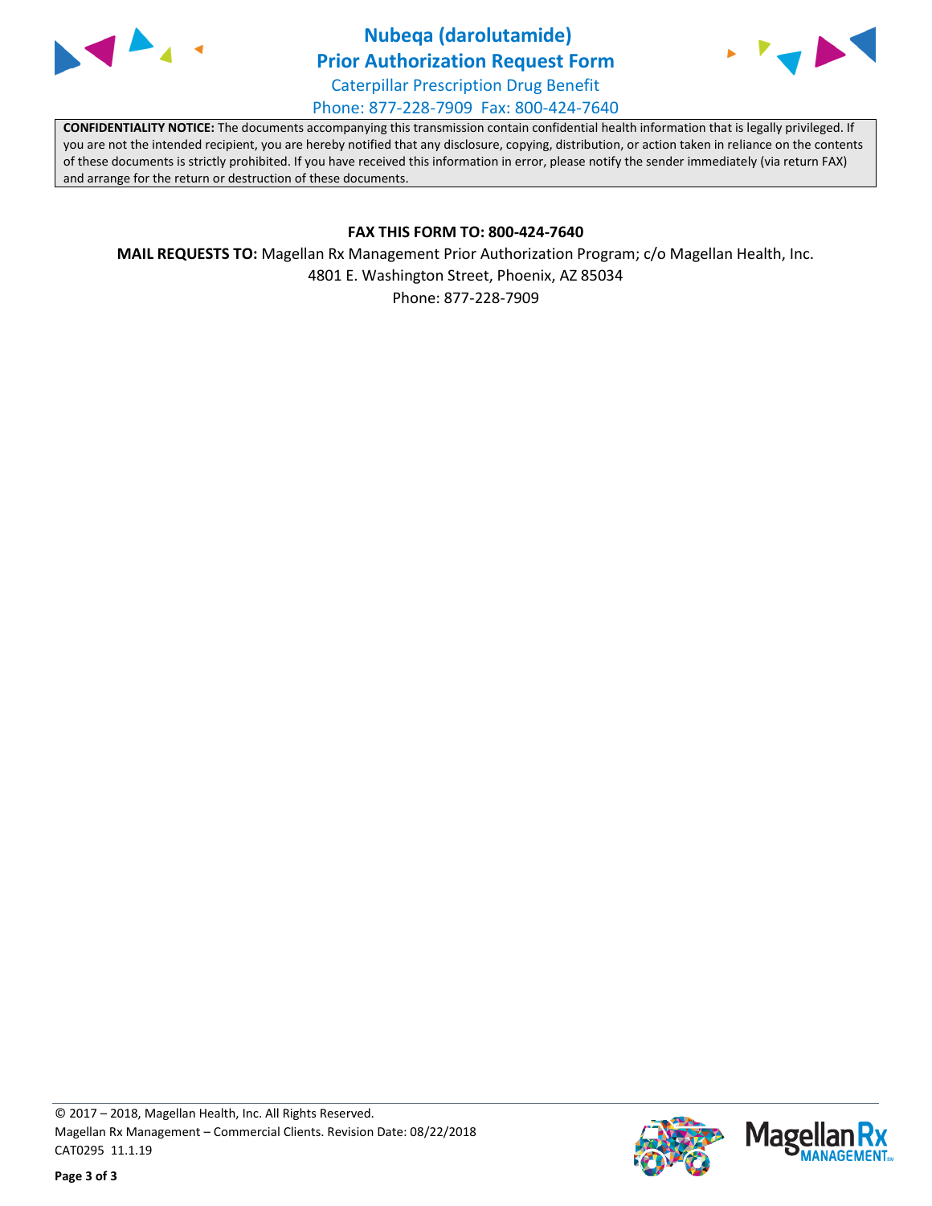# Nubeqa (darolutamide)
## Prior Authorization Request Form

Caterpillar Prescription Drug Benefit

Phone: 877-228-7909 Fax: 800-424-7640

**CONFIDENTIALITY NOTICE:** The documents accompanying this transmission contain confidential health information that is legally privileged. If you are not the intended recipient, you are hereby notified that any disclosure, copying, distribution, or action taken in reliance on the contents of these documents is strictly prohibited. If you have received this information in error, please notify the sender immediately (via return FAX) and arrange for the return or destruction of these documents.

**FAX THIS FORM TO: 800-424-7640**

**MAIL REQUESTS TO:** Magellan Rx Management Prior Authorization Program; c/o Magellan Health, Inc.
4801 E. Washington Street, Phoenix, AZ 85034
Phone: 877-228-7909

© 2017 – 2018, Magellan Health, Inc. All Rights Reserved.
Magellan Rx Management – Commercial Clients. Revision Date: 08/22/2018
CAT0295 11.1.19